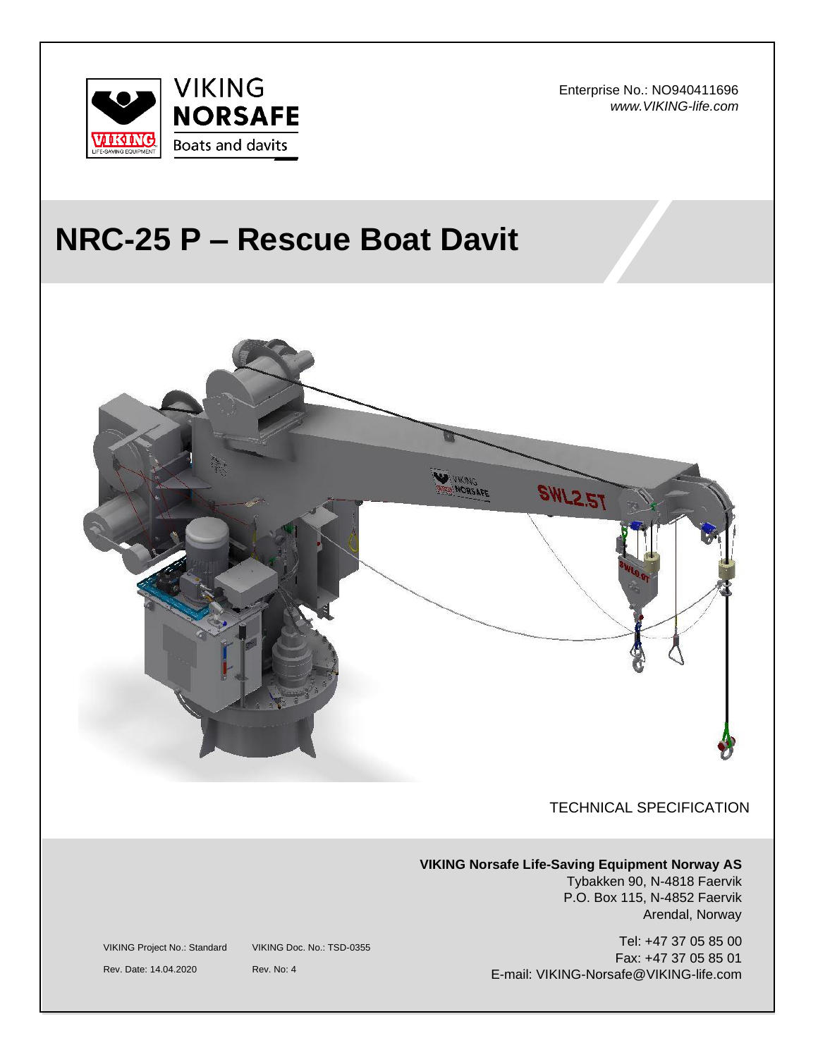VIKING NORSAFE
Boats and davits

Enterprise No.: NO940411696
*www.VIKING-life.com*

# NRC-25 P – Rescue Boat Davit

TECHNICAL SPECIFICATION

**VIKING Norsafe Life-Saving Equipment Norway AS**
Tybakken 90, N-4818 Faervik
P.O. Box 115, N-4852 Faervik
Arendal, Norway

Tel: +47 37 05 85 00
Fax: +47 37 05 85 01
E-mail: VIKING-Norsafe@VIKING-life.com

VIKING Project No.: Standard
VIKING Doc. No.: TSD-0355
Rev. Date: 14.04.2020
Rev. No: 4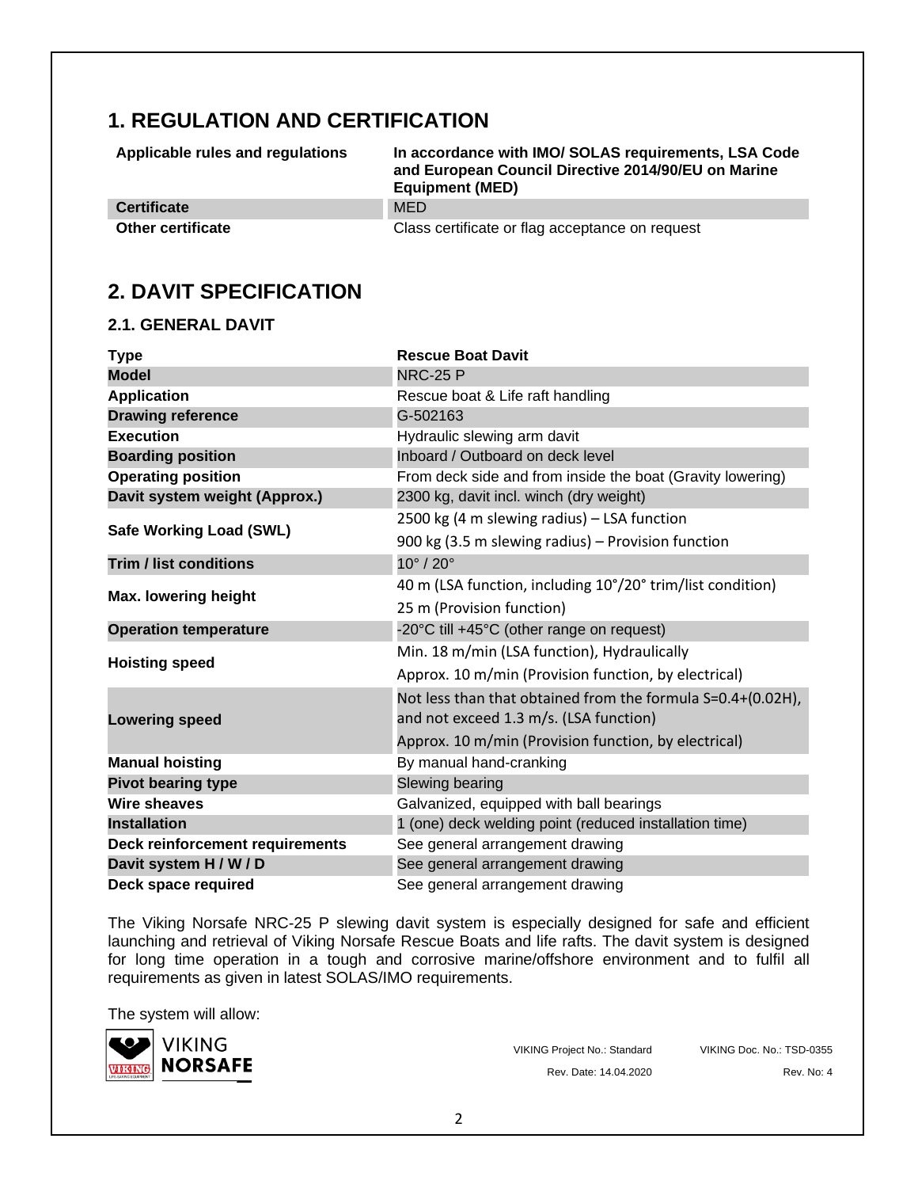# 1. REGULATION AND CERTIFICATION

| | |
|---|---|
| **Applicable rules and regulations** | **In accordance with IMO/ SOLAS requirements, LSA Code and European Council Directive 2014/90/EU on Marine Equipment (MED)** |
| **Certificate** | MED |
| **Other certificate** | Class certificate or flag acceptance on request |

# 2. DAVIT SPECIFICATION

## 2.1. GENERAL DAVIT

| **Type** | **Rescue Boat Davit** |
|---|---|
| **Model** | NRC-25 P |
| **Application** | Rescue boat & Life raft handling |
| **Drawing reference** | G-502163 |
| **Execution** | Hydraulic slewing arm davit |
| **Boarding position** | Inboard / Outboard on deck level |
| **Operating position** | From deck side and from inside the boat (Gravity lowering) |
| **Davit system weight (Approx.)** | 2300 kg, davit incl. winch (dry weight) |
| **Safe Working Load (SWL)** | 2500 kg (4 m slewing radius) – LSA function<br>900 kg (3.5 m slewing radius) – Provision function |
| **Trim / list conditions** | 10° / 20° |
| **Max. lowering height** | 40 m (LSA function, including 10°/20° trim/list condition)<br>25 m (Provision function) |
| **Operation temperature** | -20°C till +45°C (other range on request) |
| **Hoisting speed** | Min. 18 m/min (LSA function), Hydraulically<br>Approx. 10 m/min (Provision function, by electrical) |
| **Lowering speed** | Not less than that obtained from the formula S=0.4+(0.02H), and not exceed 1.3 m/s. (LSA function)<br>Approx. 10 m/min (Provision function, by electrical) |
| **Manual hoisting** | By manual hand-cranking |
| **Pivot bearing type** | Slewing bearing |
| **Wire sheaves** | Galvanized, equipped with ball bearings |
| **Installation** | 1 (one) deck welding point (reduced installation time) |
| **Deck reinforcement requirements** | See general arrangement drawing |
| **Davit system H / W / D** | See general arrangement drawing |
| **Deck space required** | See general arrangement drawing |

The Viking Norsafe NRC-25 P slewing davit system is especially designed for safe and efficient launching and retrieval of Viking Norsafe Rescue Boats and life rafts. The davit system is designed for long time operation in a tough and corrosive marine/offshore environment and to fulfil all requirements as given in latest SOLAS/IMO requirements.

The system will allow: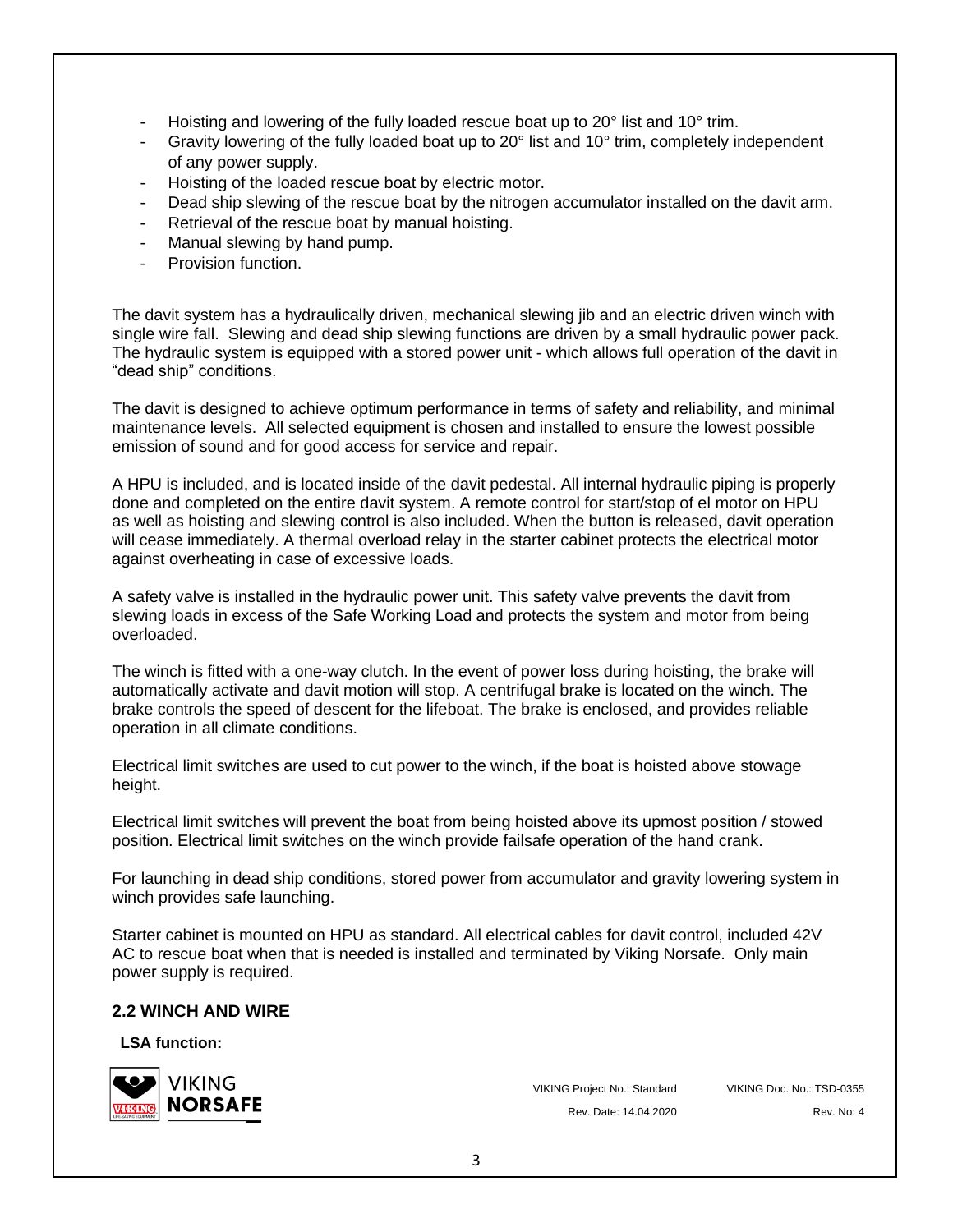- Hoisting and lowering of the fully loaded rescue boat up to 20° list and 10° trim.
- Gravity lowering of the fully loaded boat up to 20° list and 10° trim, completely independent of any power supply.
- Hoisting of the loaded rescue boat by electric motor.
- Dead ship slewing of the rescue boat by the nitrogen accumulator installed on the davit arm.
- Retrieval of the rescue boat by manual hoisting.
- Manual slewing by hand pump.
- Provision function.

The davit system has a hydraulically driven, mechanical slewing jib and an electric driven winch with single wire fall. Slewing and dead ship slewing functions are driven by a small hydraulic power pack. The hydraulic system is equipped with a stored power unit - which allows full operation of the davit in "dead ship" conditions.

The davit is designed to achieve optimum performance in terms of safety and reliability, and minimal maintenance levels. All selected equipment is chosen and installed to ensure the lowest possible emission of sound and for good access for service and repair.

A HPU is included, and is located inside of the davit pedestal. All internal hydraulic piping is properly done and completed on the entire davit system. A remote control for start/stop of el motor on HPU as well as hoisting and slewing control is also included. When the button is released, davit operation will cease immediately. A thermal overload relay in the starter cabinet protects the electrical motor against overheating in case of excessive loads.

A safety valve is installed in the hydraulic power unit. This safety valve prevents the davit from slewing loads in excess of the Safe Working Load and protects the system and motor from being overloaded.

The winch is fitted with a one-way clutch. In the event of power loss during hoisting, the brake will automatically activate and davit motion will stop. A centrifugal brake is located on the winch. The brake controls the speed of descent for the lifeboat. The brake is enclosed, and provides reliable operation in all climate conditions.

Electrical limit switches are used to cut power to the winch, if the boat is hoisted above stowage height.

Electrical limit switches will prevent the boat from being hoisted above its upmost position / stowed position. Electrical limit switches on the winch provide failsafe operation of the hand crank.

For launching in dead ship conditions, stored power from accumulator and gravity lowering system in winch provides safe launching.

Starter cabinet is mounted on HPU as standard. All electrical cables for davit control, included 42V AC to rescue boat when that is needed is installed and terminated by Viking Norsafe. Only main power supply is required.

## 2.2 WINCH AND WIRE

**LSA function:**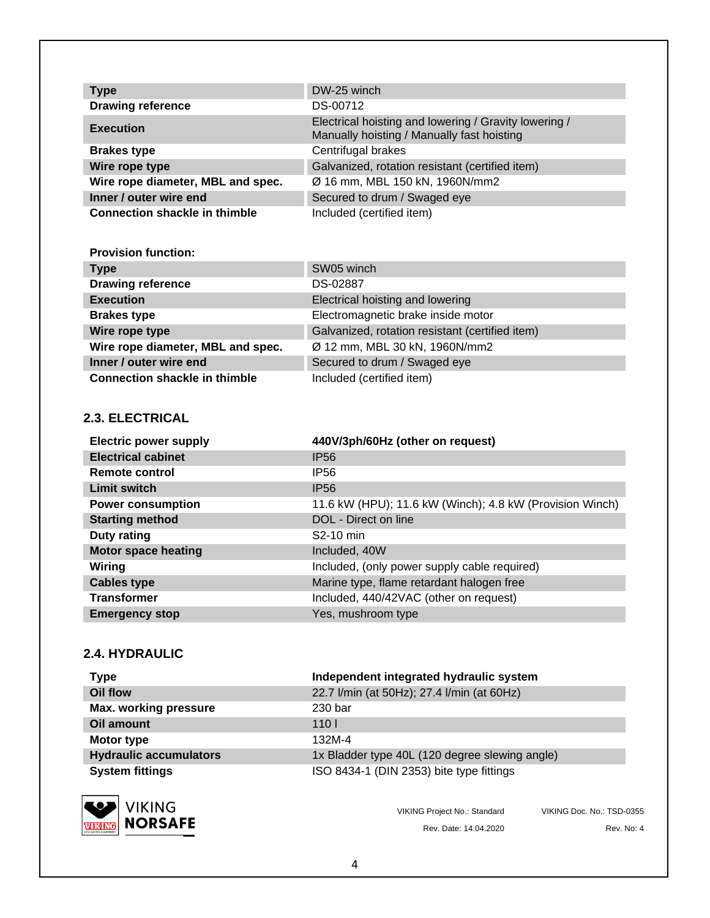| Type | DW-25 winch |
| --- | --- |
| Drawing reference | DS-00712 |
| Execution | Electrical hoisting and lowering / Gravity lowering / Manually hoisting / Manually fast hoisting |
| Brakes type | Centrifugal brakes |
| Wire rope type | Galvanized, rotation resistant (certified item) |
| Wire rope diameter, MBL and spec. | Ø 16 mm, MBL 150 kN, 1960N/mm2 |
| Inner / outer wire end | Secured to drum / Swaged eye |
| Connection shackle in thimble | Included (certified item) |

**Provision function:**

| Type | SW05 winch |
| --- | --- |
| Drawing reference | DS-02887 |
| Execution | Electrical hoisting and lowering |
| Brakes type | Electromagnetic brake inside motor |
| Wire rope type | Galvanized, rotation resistant (certified item) |
| Wire rope diameter, MBL and spec. | Ø 12 mm, MBL 30 kN, 1960N/mm2 |
| Inner / outer wire end | Secured to drum / Swaged eye |
| Connection shackle in thimble | Included (certified item) |

## 2.3. ELECTRICAL

| Electric power supply | 440V/3ph/60Hz (other on request) |
| --- | --- |
| Electrical cabinet | IP56 |
| Remote control | IP56 |
| Limit switch | IP56 |
| Power consumption | 11.6 kW (HPU); 11.6 kW (Winch); 4.8 kW (Provision Winch) |
| Starting method | DOL - Direct on line |
| Duty rating | S2-10 min |
| Motor space heating | Included, 40W |
| Wiring | Included, (only power supply cable required) |
| Cables type | Marine type, flame retardant halogen free |
| Transformer | Included, 440/42VAC (other on request) |
| Emergency stop | Yes, mushroom type |

## 2.4. HYDRAULIC

| Type | Independent integrated hydraulic system |
| --- | --- |
| Oil flow | 22.7 l/min (at 50Hz); 27.4 l/min (at 60Hz) |
| Max. working pressure | 230 bar |
| Oil amount | 110 l |
| Motor type | 132M-4 |
| Hydraulic accumulators | 1x Bladder type 40L (120 degree slewing angle) |
| System fittings | ISO 8434-1 (DIN 2353) bite type fittings |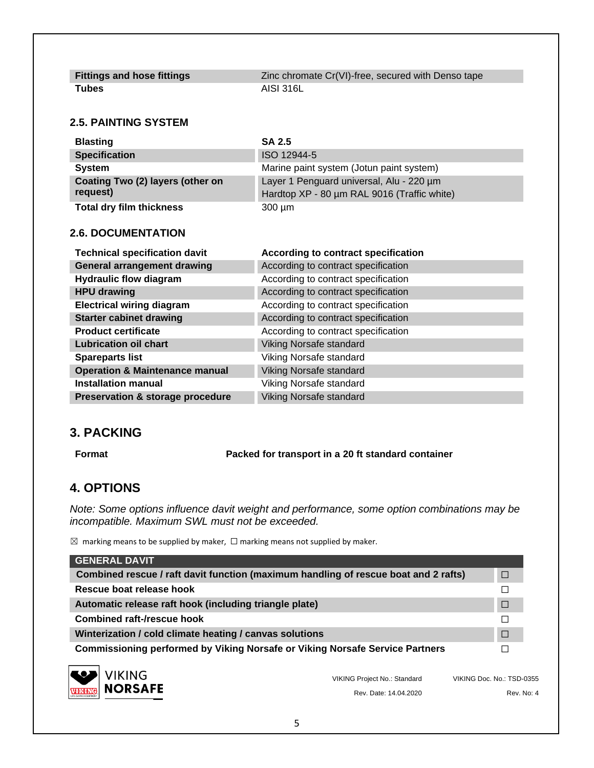| | |
|---|---|
| **Fittings and hose fittings** | Zinc chromate Cr(VI)-free, secured with Denso tape |
| **Tubes** | AISI 316L |

### 2.5. PAINTING SYSTEM

| **Blasting** | **SA 2.5** |
|---|---|
| **Specification** | ISO 12944-5 |
| **System** | Marine paint system (Jotun paint system) |
| **Coating Two (2) layers (other on request)** | Layer 1 Penguard universal, Alu - 220 µm<br>Hardtop XP - 80 µm RAL 9016 (Traffic white) |
| **Total dry film thickness** | 300 µm |

### 2.6. DOCUMENTATION

| **Technical specification davit** | **According to contract specification** |
|---|---|
| **General arrangement drawing** | According to contract specification |
| **Hydraulic flow diagram** | According to contract specification |
| **HPU drawing** | According to contract specification |
| **Electrical wiring diagram** | According to contract specification |
| **Starter cabinet drawing** | According to contract specification |
| **Product certificate** | According to contract specification |
| **Lubrication oil chart** | Viking Norsafe standard |
| **Spareparts list** | Viking Norsafe standard |
| **Operation & Maintenance manual** | Viking Norsafe standard |
| **Installation manual** | Viking Norsafe standard |
| **Preservation & storage procedure** | Viking Norsafe standard |

## 3. PACKING

| **Format** | **Packed for transport in a 20 ft standard container** |
|---|---|

## 4. OPTIONS

*Note: Some options influence davit weight and performance, some option combinations may be incompatible. Maximum SWL must not be exceeded.*

☒ marking means to be supplied by maker, ☐ marking means not supplied by maker.

| **GENERAL DAVIT** | |
|---|---|
| **Combined rescue / raft davit function (maximum handling of rescue boat and 2 rafts)** | ☐ |
| **Rescue boat release hook** | ☐ |
| **Automatic release raft hook (including triangle plate)** | ☐ |
| **Combined raft-/rescue hook** | ☐ |
| **Winterization / cold climate heating / canvas solutions** | ☐ |
| **Commissioning performed by Viking Norsafe or Viking Norsafe Service Partners** | ☐ |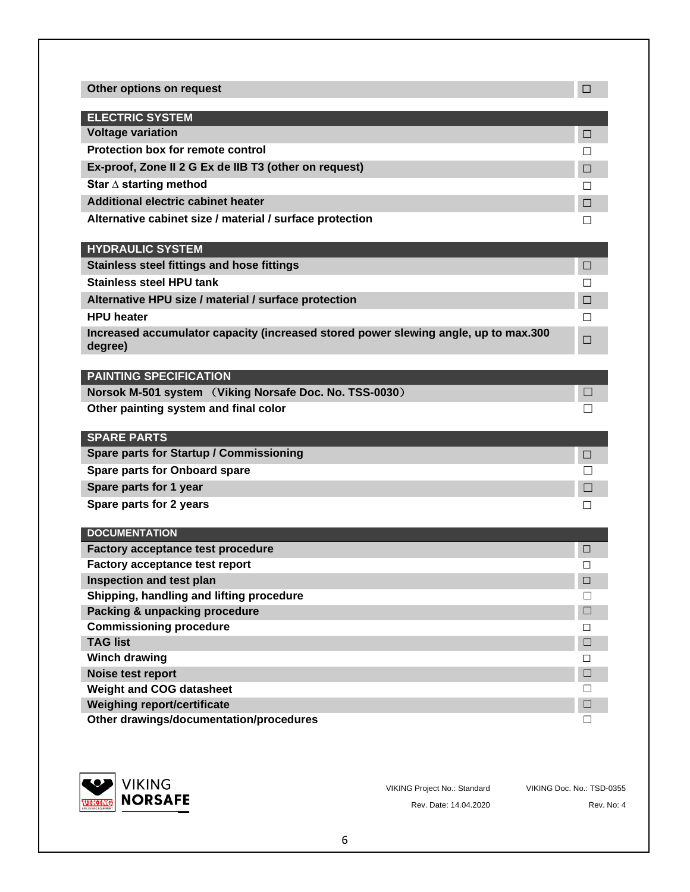| Other options on request | ☐ |
|---|---|

| ELECTRIC SYSTEM | |
|---|---|
| Voltage variation | ☐ |
| Protection box for remote control | ☐ |
| Ex-proof, Zone II 2 G Ex de IIB T3 (other on request) | ☐ |
| Star ∆ starting method | ☐ |
| Additional electric cabinet heater | ☐ |
| Alternative cabinet size / material / surface protection | ☐ |

| HYDRAULIC SYSTEM | |
|---|---|
| Stainless steel fittings and hose fittings | ☐ |
| Stainless steel HPU tank | ☐ |
| Alternative HPU size / material / surface protection | ☐ |
| HPU heater | ☐ |
| Increased accumulator capacity (increased stored power slewing angle, up to max.300 degree) | ☐ |

| PAINTING SPECIFICATION | |
|---|---|
| Norsok M-501 system （Viking Norsafe Doc. No. TSS-0030） | ☐ |
| Other painting system and final color | ☐ |

| SPARE PARTS | |
|---|---|
| Spare parts for Startup / Commissioning | ☐ |
| Spare parts for Onboard spare | ☐ |
| Spare parts for 1 year | ☐ |
| Spare parts for 2 years | ☐ |

| DOCUMENTATION | |
|---|---|
| Factory acceptance test procedure | ☐ |
| Factory acceptance test report | ☐ |
| Inspection and test plan | ☐ |
| Shipping, handling and lifting procedure | ☐ |
| Packing & unpacking procedure | ☐ |
| Commissioning procedure | ☐ |
| TAG list | ☐ |
| Winch drawing | ☐ |
| Noise test report | ☐ |
| Weight and COG datasheet | ☐ |
| Weighing report/certificate | ☐ |
| Other drawings/documentation/procedures | ☐ |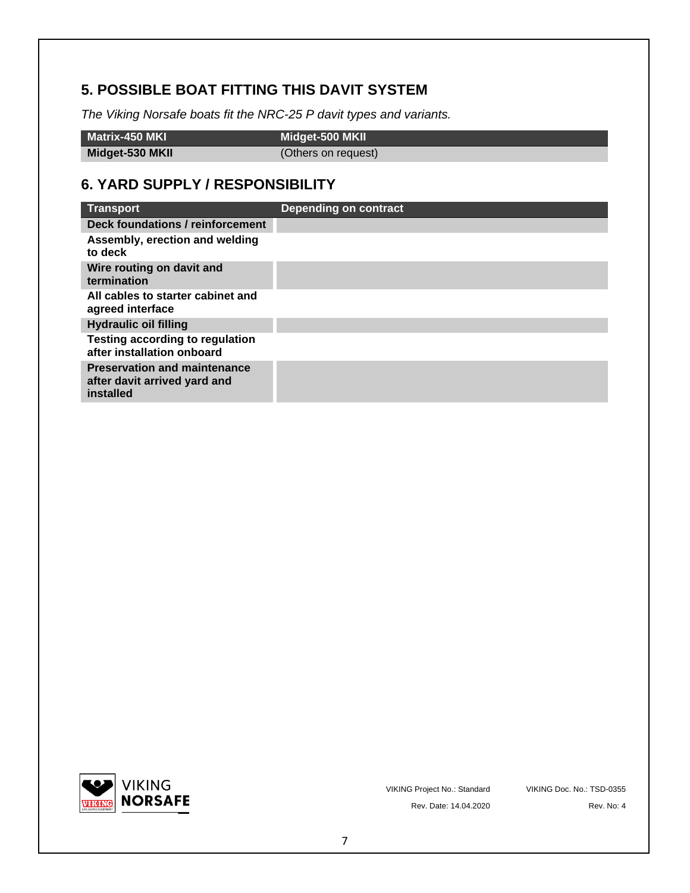## 5. POSSIBLE BOAT FITTING THIS DAVIT SYSTEM

*The Viking Norsafe boats fit the NRC-25 P davit types and variants.*

| Matrix-450 MKI | Midget-500 MKII |
|---|---|
| **Midget-530 MKII** | (Others on request) |

## 6. YARD SUPPLY / RESPONSIBILITY

| Transport | Depending on contract |
|---|---|
| **Deck foundations / reinforcement** | |
| **Assembly, erection and welding to deck** | |
| **Wire routing on davit and termination** | |
| **All cables to starter cabinet and agreed interface** | |
| **Hydraulic oil filling** | |
| **Testing according to regulation after installation onboard** | |
| **Preservation and maintenance after davit arrived yard and installed** | |